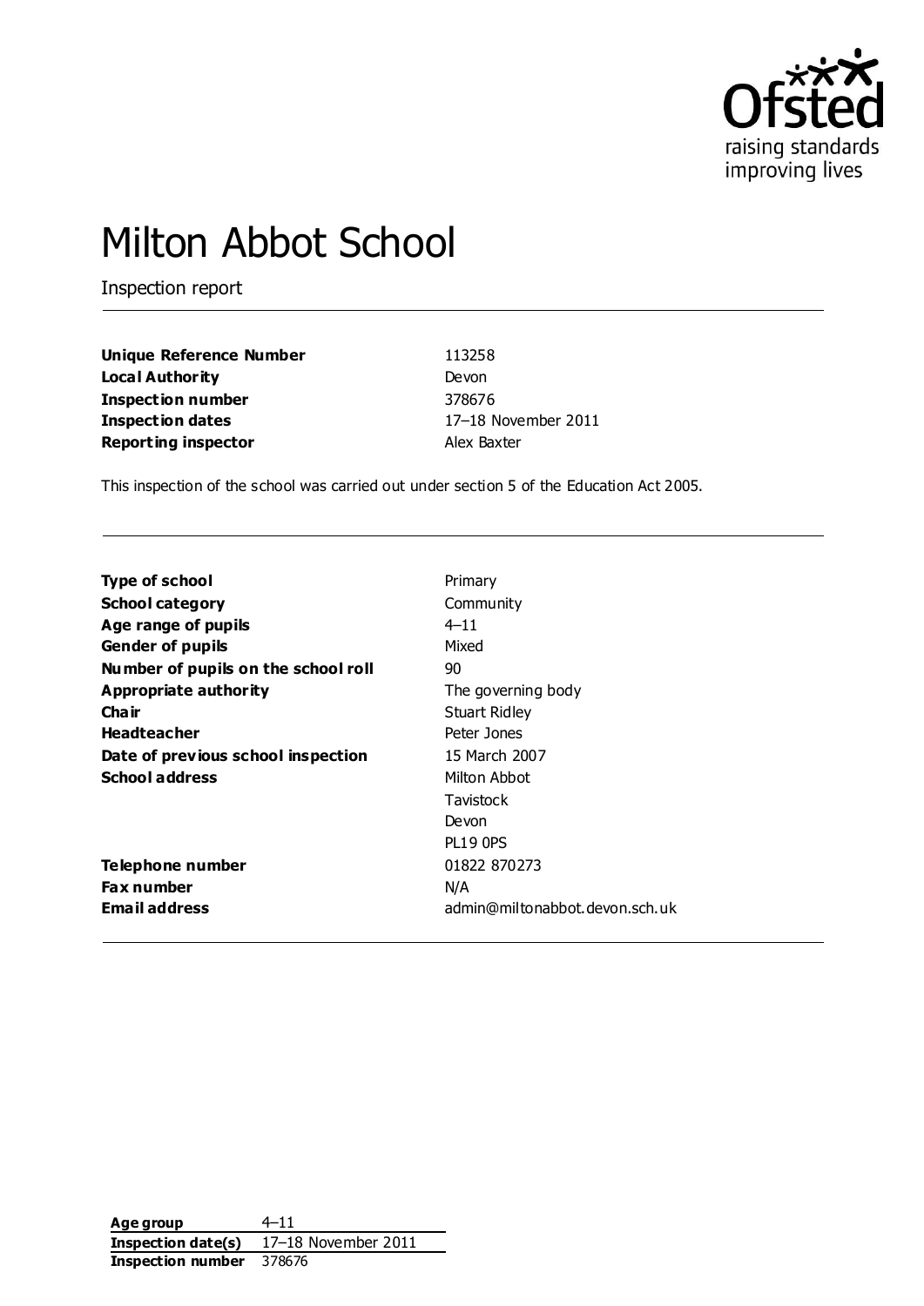# Milton Abbot School

Inspection report

| | |
|---|---|
| **Unique Reference Number** | 113258 |
| **Local Authority** | Devon |
| **Inspection number** | 378676 |
| **Inspection dates** | 17–18 November 2011 |
| **Reporting inspector** | Alex Baxter |

This inspection of the school was carried out under section 5 of the Education Act 2005.

| | |
|---|---|
| **Type of school** | Primary |
| **School category** | Community |
| **Age range of pupils** | 4–11 |
| **Gender of pupils** | Mixed |
| **Number of pupils on the school roll** | 90 |
| **Appropriate authority** | The governing body |
| **Chair** | Stuart Ridley |
| **Headteacher** | Peter Jones |
| **Date of previous school inspection** | 15 March 2007 |
| **School address** | Milton Abbot<br>Tavistock<br>Devon<br>PL19 0PS |
| **Telephone number** | 01822 870273 |
| **Fax number** | N/A |
| **Email address** | admin@miltonabbot.devon.sch.uk |

| | |
|---|---|
| **Age group** | 4–11 |
| **Inspection date(s)** | 17–18 November 2011 |
| **Inspection number** | 378676 |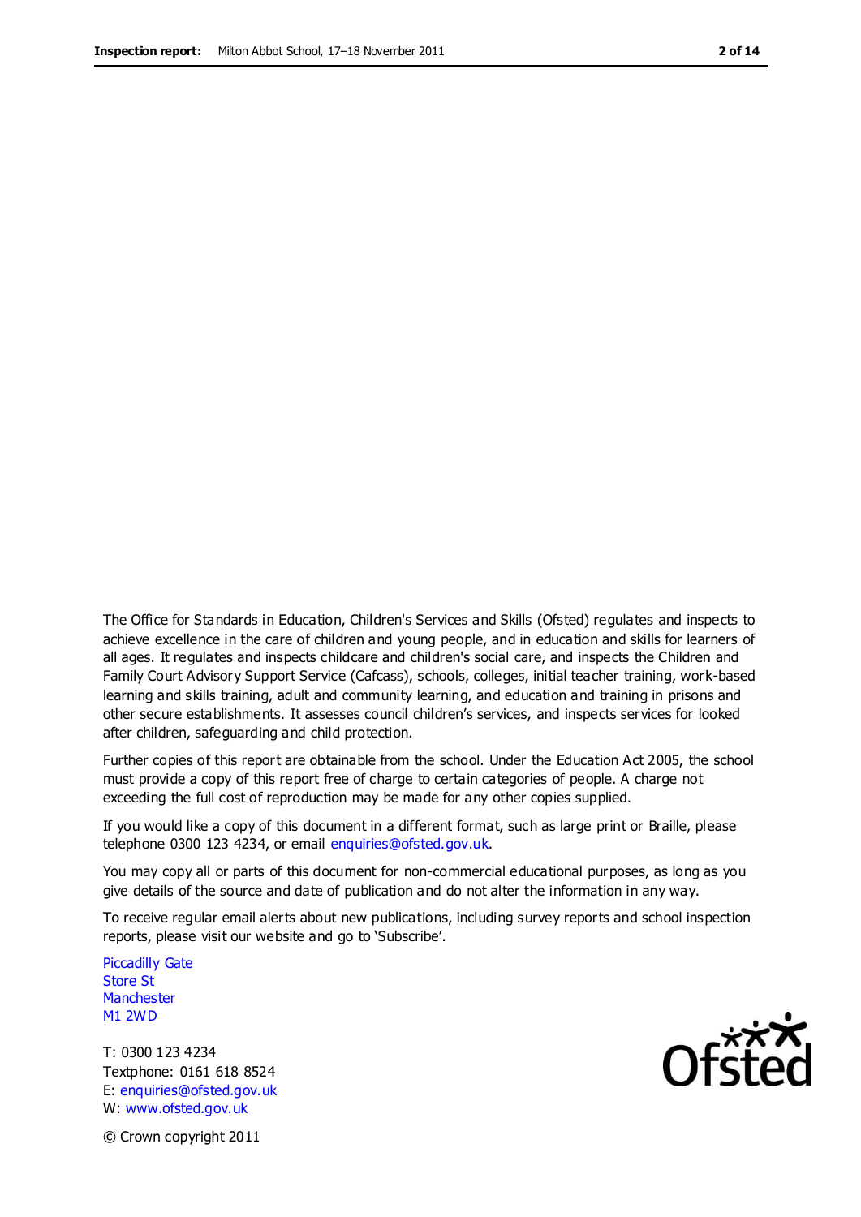The Office for Standards in Education, Children's Services and Skills (Ofsted) regulates and inspects to achieve excellence in the care of children and young people, and in education and skills for learners of all ages. It regulates and inspects childcare and children's social care, and inspects the Children and Family Court Advisory Support Service (Cafcass), schools, colleges, initial teacher training, work-based learning and skills training, adult and community learning, and education and training in prisons and other secure establishments. It assesses council children's services, and inspects services for looked after children, safeguarding and child protection.

Further copies of this report are obtainable from the school. Under the Education Act 2005, the school must provide a copy of this report free of charge to certain categories of people. A charge not exceeding the full cost of reproduction may be made for any other copies supplied.

If you would like a copy of this document in a different format, such as large print or Braille, please telephone 0300 123 4234, or email enquiries@ofsted.gov.uk.

You may copy all or parts of this document for non-commercial educational purposes, as long as you give details of the source and date of publication and do not alter the information in any way.

To receive regular email alerts about new publications, including survey reports and school inspection reports, please visit our website and go to 'Subscribe'.

Piccadilly Gate
Store St
Manchester
M1 2WD

T: 0300 123 4234
Textphone: 0161 618 8524
E: enquiries@ofsted.gov.uk
W: www.ofsted.gov.uk

© Crown copyright 2011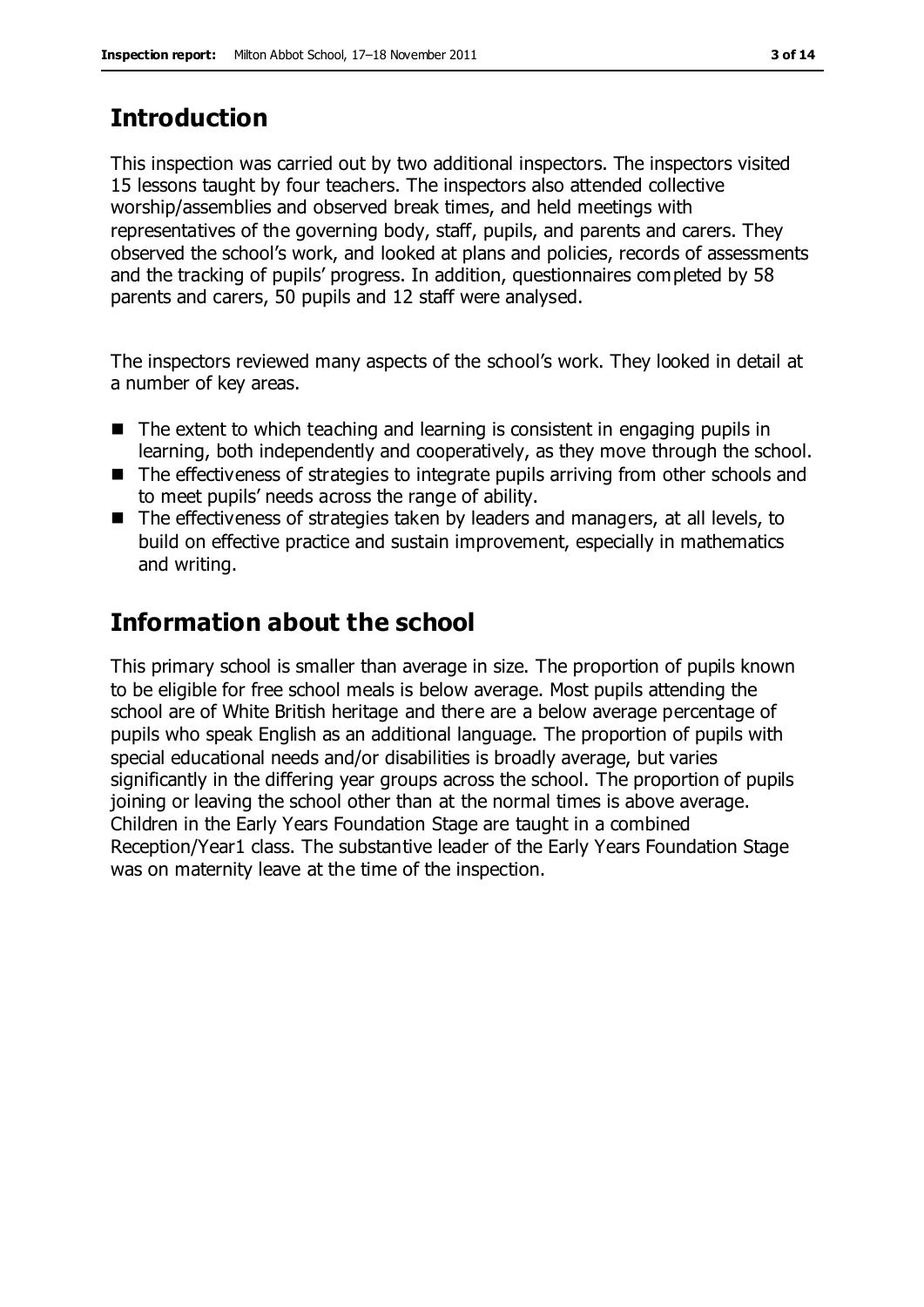## Introduction

This inspection was carried out by two additional inspectors. The inspectors visited 15 lessons taught by four teachers. The inspectors also attended collective worship/assemblies and observed break times, and held meetings with representatives of the governing body, staff, pupils, and parents and carers. They observed the school's work, and looked at plans and policies, records of assessments and the tracking of pupils' progress. In addition, questionnaires completed by 58 parents and carers, 50 pupils and 12 staff were analysed.

The inspectors reviewed many aspects of the school's work. They looked in detail at a number of key areas.

- The extent to which teaching and learning is consistent in engaging pupils in learning, both independently and cooperatively, as they move through the school.
- The effectiveness of strategies to integrate pupils arriving from other schools and to meet pupils' needs across the range of ability.
- The effectiveness of strategies taken by leaders and managers, at all levels, to build on effective practice and sustain improvement, especially in mathematics and writing.

## Information about the school

This primary school is smaller than average in size. The proportion of pupils known to be eligible for free school meals is below average. Most pupils attending the school are of White British heritage and there are a below average percentage of pupils who speak English as an additional language. The proportion of pupils with special educational needs and/or disabilities is broadly average, but varies significantly in the differing year groups across the school. The proportion of pupils joining or leaving the school other than at the normal times is above average. Children in the Early Years Foundation Stage are taught in a combined Reception/Year1 class. The substantive leader of the Early Years Foundation Stage was on maternity leave at the time of the inspection.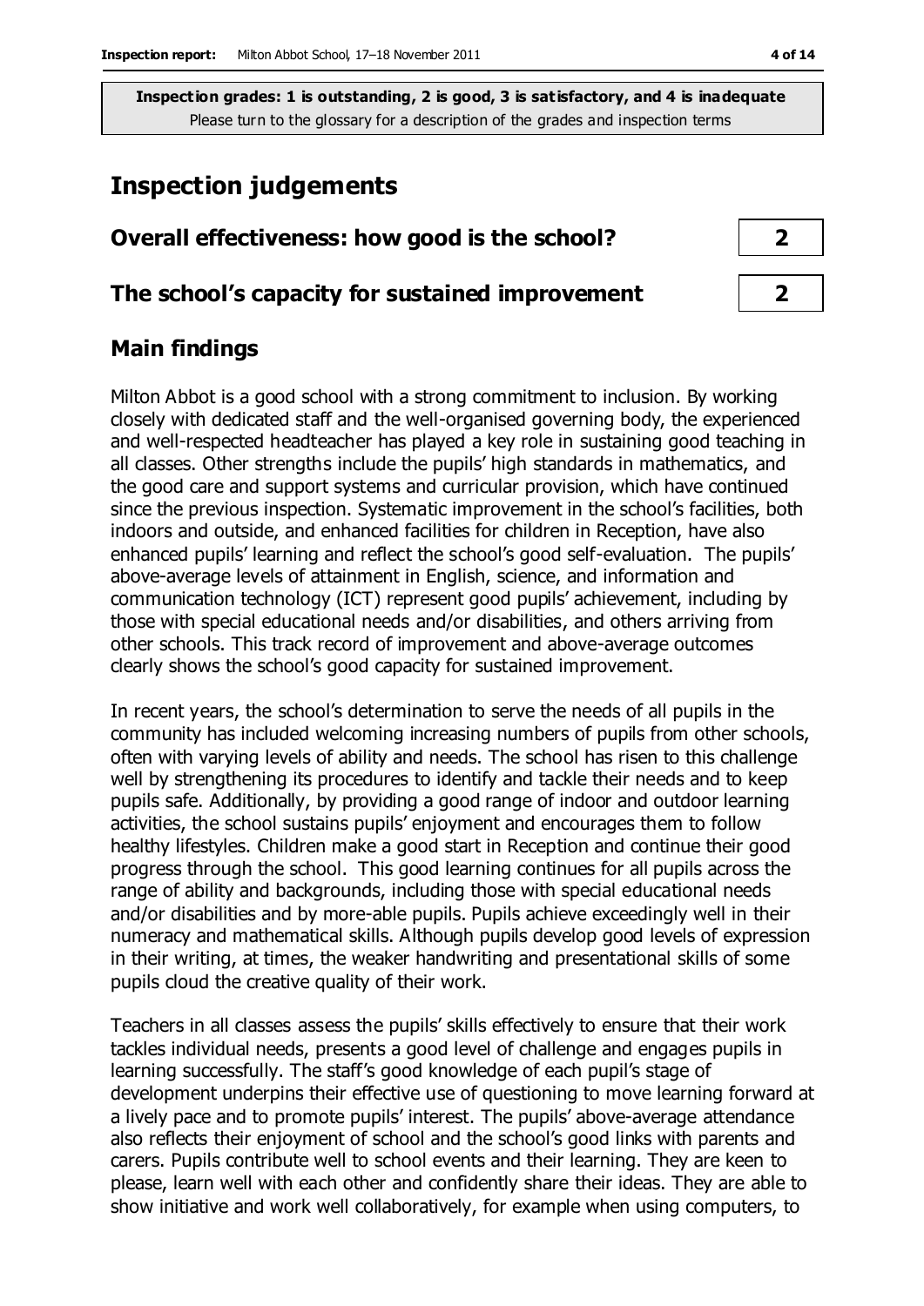**Inspection grades: 1 is outstanding, 2 is good, 3 is satisfactory, and 4 is inadequate**
Please turn to the glossary for a description of the grades and inspection terms

# Inspection judgements

| | |
|---|---|
| **Overall effectiveness: how good is the school?** | **2** |
| **The school's capacity for sustained improvement** | **2** |

## Main findings

Milton Abbot is a good school with a strong commitment to inclusion. By working closely with dedicated staff and the well-organised governing body, the experienced and well-respected headteacher has played a key role in sustaining good teaching in all classes. Other strengths include the pupils' high standards in mathematics, and the good care and support systems and curricular provision, which have continued since the previous inspection. Systematic improvement in the school's facilities, both indoors and outside, and enhanced facilities for children in Reception, have also enhanced pupils' learning and reflect the school's good self-evaluation. The pupils' above-average levels of attainment in English, science, and information and communication technology (ICT) represent good pupils' achievement, including by those with special educational needs and/or disabilities, and others arriving from other schools. This track record of improvement and above-average outcomes clearly shows the school's good capacity for sustained improvement.

In recent years, the school's determination to serve the needs of all pupils in the community has included welcoming increasing numbers of pupils from other schools, often with varying levels of ability and needs. The school has risen to this challenge well by strengthening its procedures to identify and tackle their needs and to keep pupils safe. Additionally, by providing a good range of indoor and outdoor learning activities, the school sustains pupils' enjoyment and encourages them to follow healthy lifestyles. Children make a good start in Reception and continue their good progress through the school. This good learning continues for all pupils across the range of ability and backgrounds, including those with special educational needs and/or disabilities and by more-able pupils. Pupils achieve exceedingly well in their numeracy and mathematical skills. Although pupils develop good levels of expression in their writing, at times, the weaker handwriting and presentational skills of some pupils cloud the creative quality of their work.

Teachers in all classes assess the pupils' skills effectively to ensure that their work tackles individual needs, presents a good level of challenge and engages pupils in learning successfully. The staff's good knowledge of each pupil's stage of development underpins their effective use of questioning to move learning forward at a lively pace and to promote pupils' interest. The pupils' above-average attendance also reflects their enjoyment of school and the school's good links with parents and carers. Pupils contribute well to school events and their learning. They are keen to please, learn well with each other and confidently share their ideas. They are able to show initiative and work well collaboratively, for example when using computers, to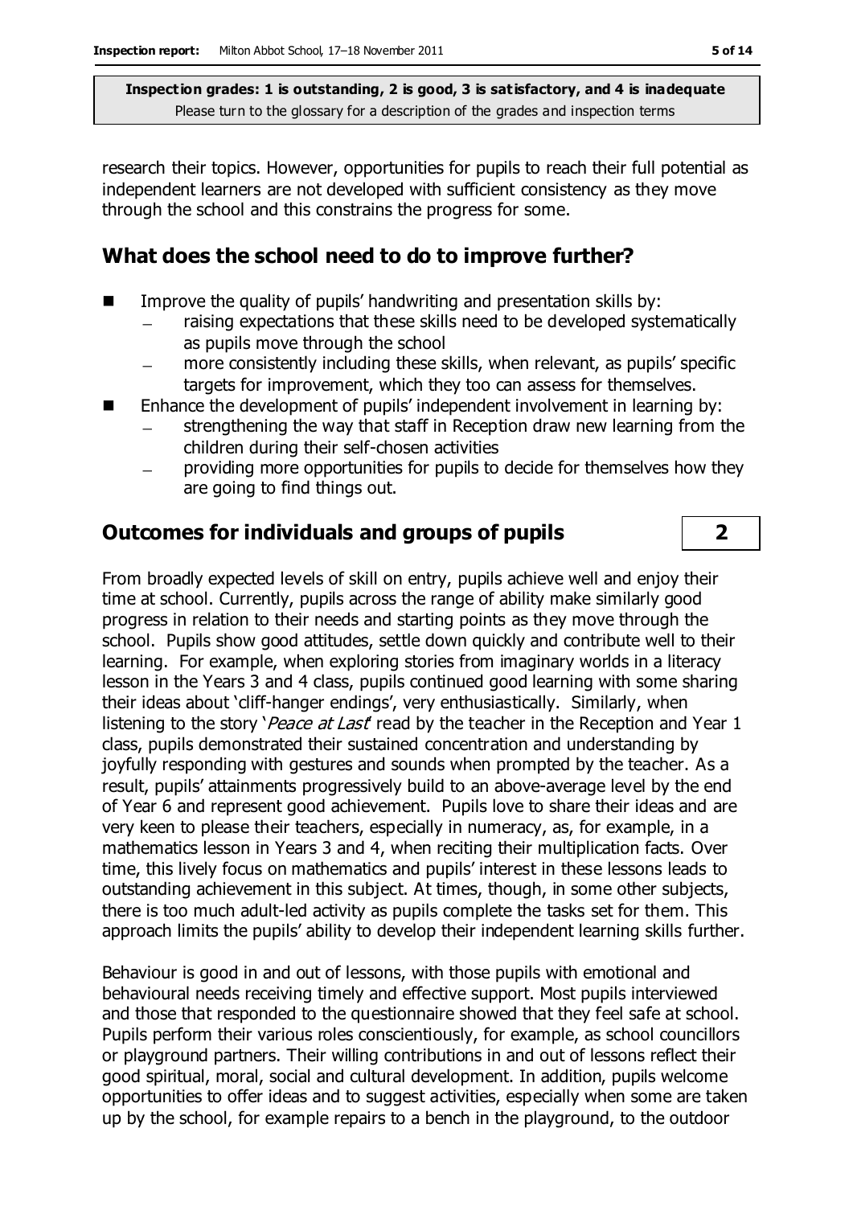research their topics. However, opportunities for pupils to reach their full potential as independent learners are not developed with sufficient consistency as they move through the school and this constrains the progress for some.

## What does the school need to do to improve further?

- Improve the quality of pupils' handwriting and presentation skills by:
  - raising expectations that these skills need to be developed systematically as pupils move through the school
  - more consistently including these skills, when relevant, as pupils' specific targets for improvement, which they too can assess for themselves.
- Enhance the development of pupils' independent involvement in learning by:
  - strengthening the way that staff in Reception draw new learning from the children during their self-chosen activities
  - providing more opportunities for pupils to decide for themselves how they are going to find things out.

## Outcomes for individuals and groups of pupils | 2

From broadly expected levels of skill on entry, pupils achieve well and enjoy their time at school. Currently, pupils across the range of ability make similarly good progress in relation to their needs and starting points as they move through the school. Pupils show good attitudes, settle down quickly and contribute well to their learning. For example, when exploring stories from imaginary worlds in a literacy lesson in the Years 3 and 4 class, pupils continued good learning with some sharing their ideas about 'cliff-hanger endings', very enthusiastically. Similarly, when listening to the story '*Peace at Last*' read by the teacher in the Reception and Year 1 class, pupils demonstrated their sustained concentration and understanding by joyfully responding with gestures and sounds when prompted by the teacher. As a result, pupils' attainments progressively build to an above-average level by the end of Year 6 and represent good achievement. Pupils love to share their ideas and are very keen to please their teachers, especially in numeracy, as, for example, in a mathematics lesson in Years 3 and 4, when reciting their multiplication facts. Over time, this lively focus on mathematics and pupils' interest in these lessons leads to outstanding achievement in this subject. At times, though, in some other subjects, there is too much adult-led activity as pupils complete the tasks set for them. This approach limits the pupils' ability to develop their independent learning skills further.

Behaviour is good in and out of lessons, with those pupils with emotional and behavioural needs receiving timely and effective support. Most pupils interviewed and those that responded to the questionnaire showed that they feel safe at school. Pupils perform their various roles conscientiously, for example, as school councillors or playground partners. Their willing contributions in and out of lessons reflect their good spiritual, moral, social and cultural development. In addition, pupils welcome opportunities to offer ideas and to suggest activities, especially when some are taken up by the school, for example repairs to a bench in the playground, to the outdoor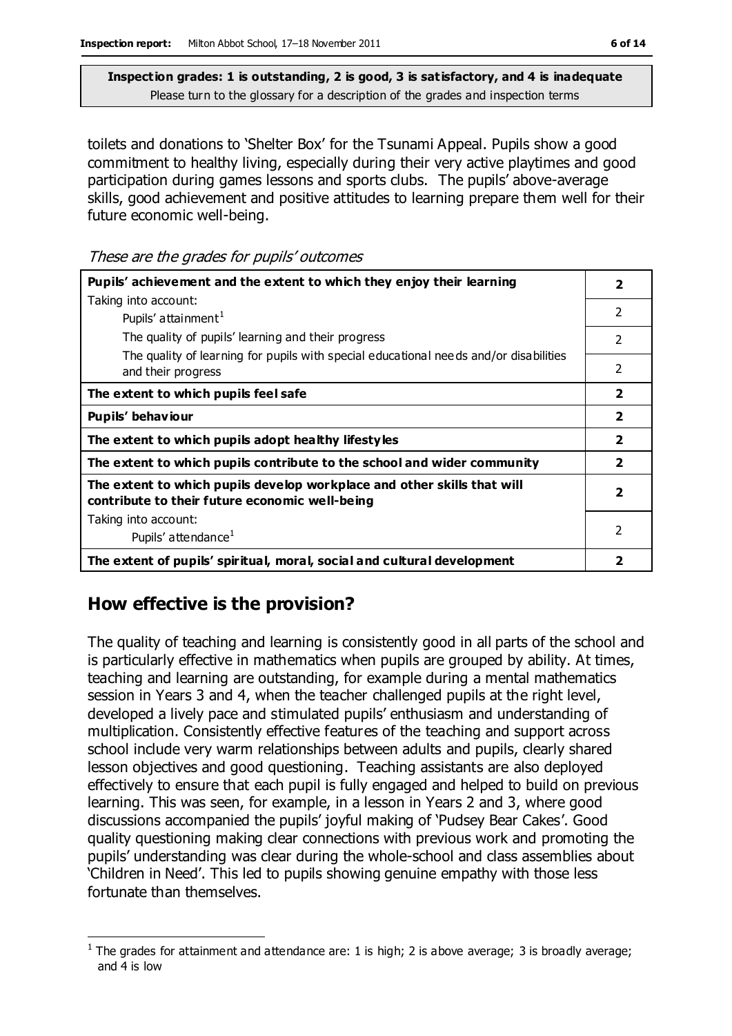**Inspection grades: 1 is outstanding, 2 is good, 3 is satisfactory, and 4 is inadequate**
Please turn to the glossary for a description of the grades and inspection terms

toilets and donations to 'Shelter Box' for the Tsunami Appeal. Pupils show a good commitment to healthy living, especially during their very active playtimes and good participation during games lessons and sports clubs. The pupils' above-average skills, good achievement and positive attitudes to learning prepare them well for their future economic well-being.

*These are the grades for pupils' outcomes*

| | |
|---|---|
| **Pupils' achievement and the extent to which they enjoy their learning** | **2** |
| Taking into account: Pupils' attainment[1] | 2 |
| The quality of pupils' learning and their progress | 2 |
| The quality of learning for pupils with special educational needs and/or disabilities and their progress | 2 |
| **The extent to which pupils feel safe** | **2** |
| **Pupils' behaviour** | **2** |
| **The extent to which pupils adopt healthy lifestyles** | **2** |
| **The extent to which pupils contribute to the school and wider community** | **2** |
| **The extent to which pupils develop workplace and other skills that will contribute to their future economic well-being** | **2** |
| Taking into account: Pupils' attendance[1] | 2 |
| **The extent of pupils' spiritual, moral, social and cultural development** | **2** |

## How effective is the provision?

The quality of teaching and learning is consistently good in all parts of the school and is particularly effective in mathematics when pupils are grouped by ability. At times, teaching and learning are outstanding, for example during a mental mathematics session in Years 3 and 4, when the teacher challenged pupils at the right level, developed a lively pace and stimulated pupils' enthusiasm and understanding of multiplication. Consistently effective features of the teaching and support across school include very warm relationships between adults and pupils, clearly shared lesson objectives and good questioning. Teaching assistants are also deployed effectively to ensure that each pupil is fully engaged and helped to build on previous learning. This was seen, for example, in a lesson in Years 2 and 3, where good discussions accompanied the pupils' joyful making of 'Pudsey Bear Cakes'. Good quality questioning making clear connections with previous work and promoting the pupils' understanding was clear during the whole-school and class assemblies about 'Children in Need'. This led to pupils showing genuine empathy with those less fortunate than themselves.

[1] The grades for attainment and attendance are: 1 is high; 2 is above average; 3 is broadly average; and 4 is low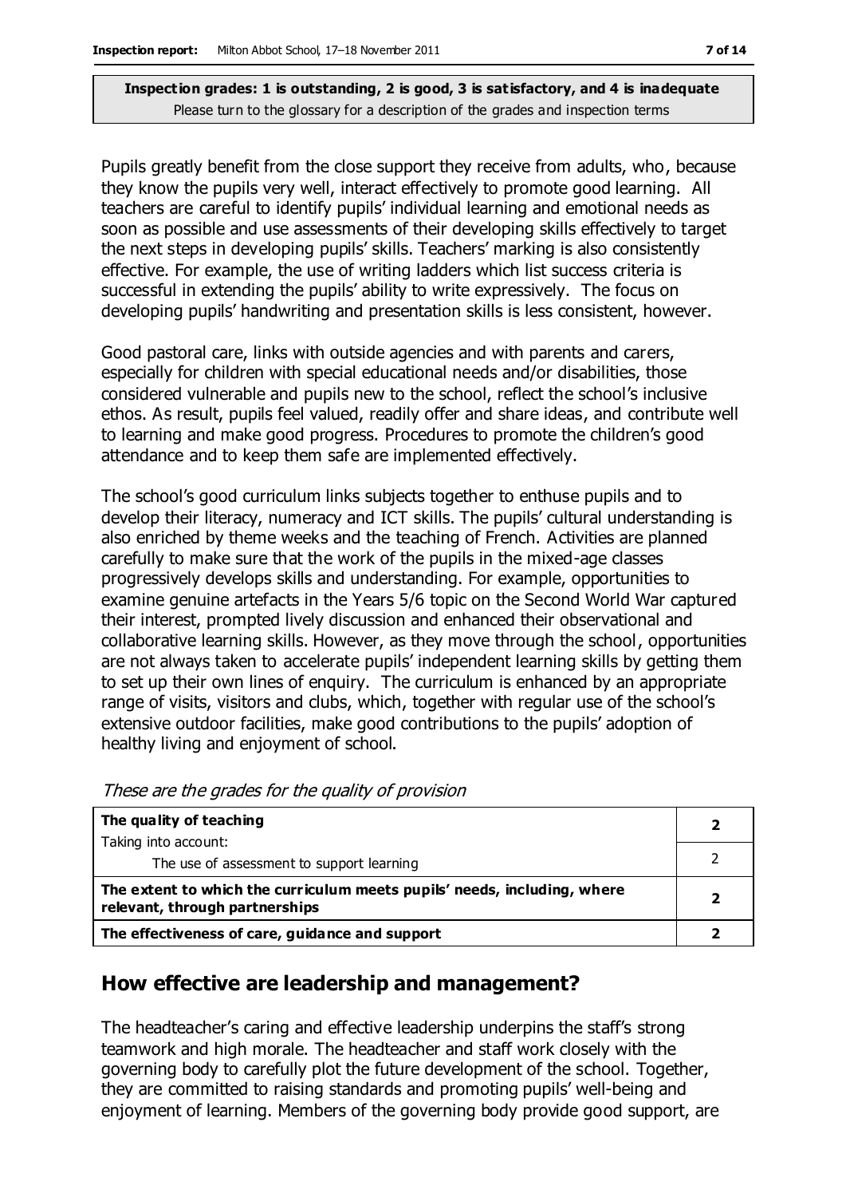**Inspection grades: 1 is outstanding, 2 is good, 3 is satisfactory, and 4 is inadequate**
Please turn to the glossary for a description of the grades and inspection terms

Pupils greatly benefit from the close support they receive from adults, who, because they know the pupils very well, interact effectively to promote good learning. All teachers are careful to identify pupils' individual learning and emotional needs as soon as possible and use assessments of their developing skills effectively to target the next steps in developing pupils' skills. Teachers' marking is also consistently effective. For example, the use of writing ladders which list success criteria is successful in extending the pupils' ability to write expressively. The focus on developing pupils' handwriting and presentation skills is less consistent, however.

Good pastoral care, links with outside agencies and with parents and carers, especially for children with special educational needs and/or disabilities, those considered vulnerable and pupils new to the school, reflect the school's inclusive ethos. As result, pupils feel valued, readily offer and share ideas, and contribute well to learning and make good progress. Procedures to promote the children's good attendance and to keep them safe are implemented effectively.

The school's good curriculum links subjects together to enthuse pupils and to develop their literacy, numeracy and ICT skills. The pupils' cultural understanding is also enriched by theme weeks and the teaching of French. Activities are planned carefully to make sure that the work of the pupils in the mixed-age classes progressively develops skills and understanding. For example, opportunities to examine genuine artefacts in the Years 5/6 topic on the Second World War captured their interest, prompted lively discussion and enhanced their observational and collaborative learning skills. However, as they move through the school, opportunities are not always taken to accelerate pupils' independent learning skills by getting them to set up their own lines of enquiry. The curriculum is enhanced by an appropriate range of visits, visitors and clubs, which, together with regular use of the school's extensive outdoor facilities, make good contributions to the pupils' adoption of healthy living and enjoyment of school.

*These are the grades for the quality of provision*

| | |
|---|---|
| **The quality of teaching** | **2** |
| Taking into account: The use of assessment to support learning | 2 |
| **The extent to which the curriculum meets pupils' needs, including, where relevant, through partnerships** | **2** |
| **The effectiveness of care, guidance and support** | **2** |

## How effective are leadership and management?

The headteacher's caring and effective leadership underpins the staff's strong teamwork and high morale. The headteacher and staff work closely with the governing body to carefully plot the future development of the school. Together, they are committed to raising standards and promoting pupils' well-being and enjoyment of learning. Members of the governing body provide good support, are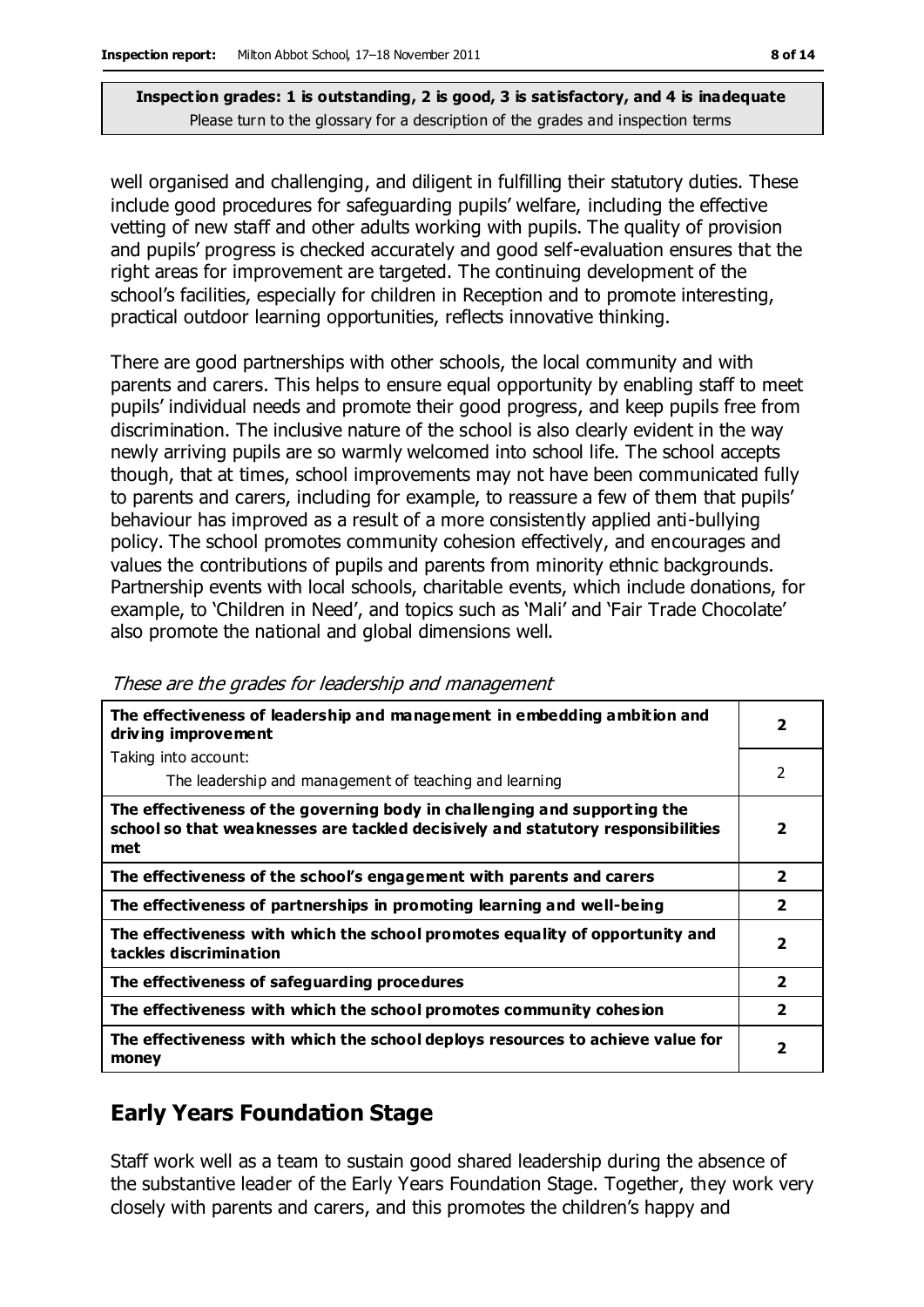**Inspection grades: 1 is outstanding, 2 is good, 3 is satisfactory, and 4 is inadequate**
Please turn to the glossary for a description of the grades and inspection terms

well organised and challenging, and diligent in fulfilling their statutory duties. These include good procedures for safeguarding pupils' welfare, including the effective vetting of new staff and other adults working with pupils. The quality of provision and pupils' progress is checked accurately and good self-evaluation ensures that the right areas for improvement are targeted. The continuing development of the school's facilities, especially for children in Reception and to promote interesting, practical outdoor learning opportunities, reflects innovative thinking.

There are good partnerships with other schools, the local community and with parents and carers. This helps to ensure equal opportunity by enabling staff to meet pupils' individual needs and promote their good progress, and keep pupils free from discrimination. The inclusive nature of the school is also clearly evident in the way newly arriving pupils are so warmly welcomed into school life. The school accepts though, that at times, school improvements may not have been communicated fully to parents and carers, including for example, to reassure a few of them that pupils' behaviour has improved as a result of a more consistently applied anti-bullying policy. The school promotes community cohesion effectively, and encourages and values the contributions of pupils and parents from minority ethnic backgrounds. Partnership events with local schools, charitable events, which include donations, for example, to 'Children in Need', and topics such as 'Mali' and 'Fair Trade Chocolate' also promote the national and global dimensions well.

*These are the grades for leadership and management*

| | |
|---|---|
| **The effectiveness of leadership and management in embedding ambition and driving improvement** | **2** |
| Taking into account: The leadership and management of teaching and learning | 2 |
| **The effectiveness of the governing body in challenging and supporting the school so that weaknesses are tackled decisively and statutory responsibilities met** | **2** |
| **The effectiveness of the school's engagement with parents and carers** | **2** |
| **The effectiveness of partnerships in promoting learning and well-being** | **2** |
| **The effectiveness with which the school promotes equality of opportunity and tackles discrimination** | **2** |
| **The effectiveness of safeguarding procedures** | **2** |
| **The effectiveness with which the school promotes community cohesion** | **2** |
| **The effectiveness with which the school deploys resources to achieve value for money** | **2** |

## Early Years Foundation Stage

Staff work well as a team to sustain good shared leadership during the absence of the substantive leader of the Early Years Foundation Stage. Together, they work very closely with parents and carers, and this promotes the children's happy and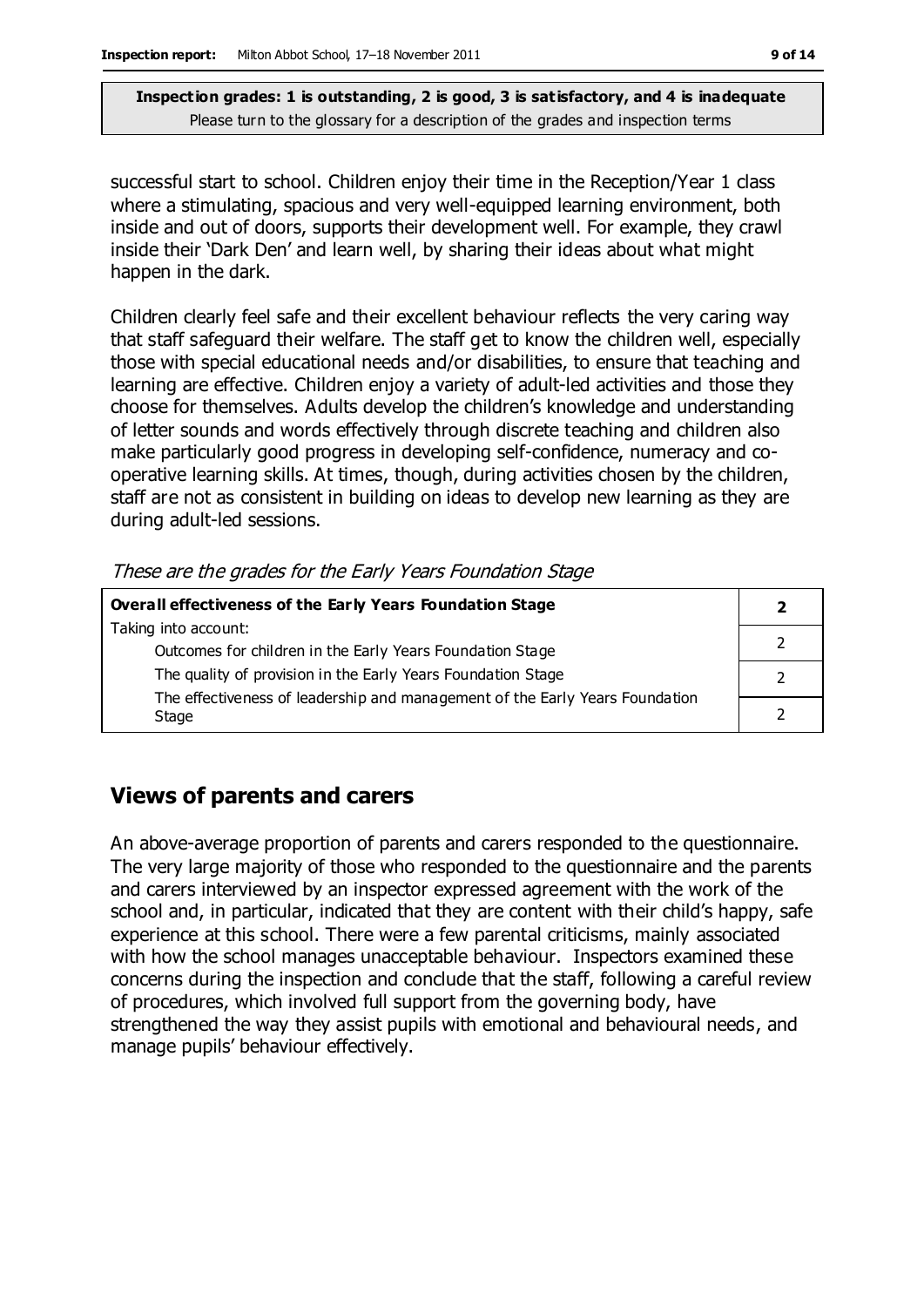**Inspection grades: 1 is outstanding, 2 is good, 3 is satisfactory, and 4 is inadequate**
Please turn to the glossary for a description of the grades and inspection terms

successful start to school. Children enjoy their time in the Reception/Year 1 class where a stimulating, spacious and very well-equipped learning environment, both inside and out of doors, supports their development well. For example, they crawl inside their 'Dark Den' and learn well, by sharing their ideas about what might happen in the dark.

Children clearly feel safe and their excellent behaviour reflects the very caring way that staff safeguard their welfare. The staff get to know the children well, especially those with special educational needs and/or disabilities, to ensure that teaching and learning are effective. Children enjoy a variety of adult-led activities and those they choose for themselves. Adults develop the children's knowledge and understanding of letter sounds and words effectively through discrete teaching and children also make particularly good progress in developing self-confidence, numeracy and co-operative learning skills. At times, though, during activities chosen by the children, staff are not as consistent in building on ideas to develop new learning as they are during adult-led sessions.

*These are the grades for the Early Years Foundation Stage*

| **Overall effectiveness of the Early Years Foundation Stage** | **2** |
|---|---|
| Taking into account: Outcomes for children in the Early Years Foundation Stage | 2 |
| The quality of provision in the Early Years Foundation Stage | 2 |
| The effectiveness of leadership and management of the Early Years Foundation Stage | 2 |

## Views of parents and carers

An above-average proportion of parents and carers responded to the questionnaire. The very large majority of those who responded to the questionnaire and the parents and carers interviewed by an inspector expressed agreement with the work of the school and, in particular, indicated that they are content with their child's happy, safe experience at this school. There were a few parental criticisms, mainly associated with how the school manages unacceptable behaviour. Inspectors examined these concerns during the inspection and conclude that the staff, following a careful review of procedures, which involved full support from the governing body, have strengthened the way they assist pupils with emotional and behavioural needs, and manage pupils' behaviour effectively.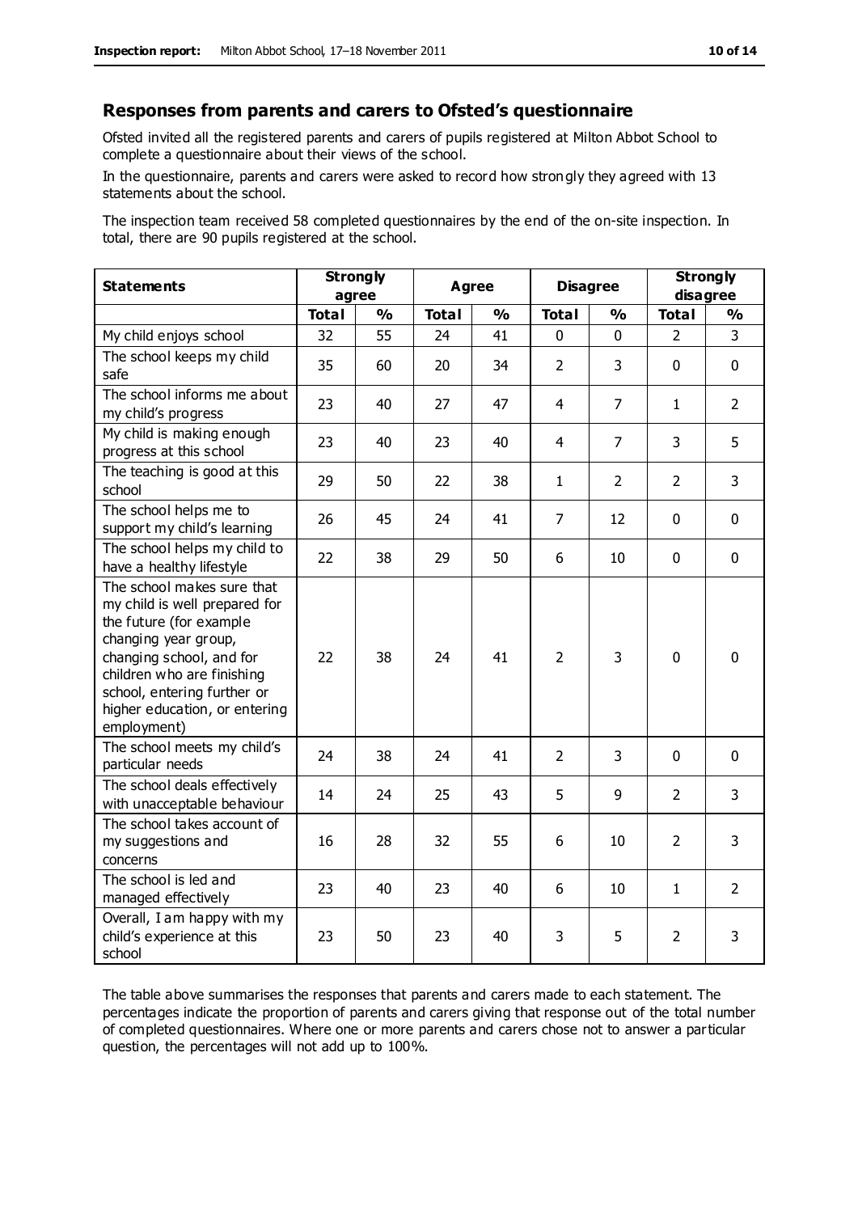## Responses from parents and carers to Ofsted's questionnaire

Ofsted invited all the registered parents and carers of pupils registered at Milton Abbot School to complete a questionnaire about their views of the school.

In the questionnaire, parents and carers were asked to record how strongly they agreed with 13 statements about the school.

The inspection team received 58 completed questionnaires by the end of the on-site inspection. In total, there are 90 pupils registered at the school.

| Statements | Strongly agree | | Agree | | Disagree | | Strongly disagree | |
|---|---|---|---|---|---|---|---|---|
| | Total | % | Total | % | Total | % | Total | % |
| My child enjoys school | 32 | 55 | 24 | 41 | 0 | 0 | 2 | 3 |
| The school keeps my child safe | 35 | 60 | 20 | 34 | 2 | 3 | 0 | 0 |
| The school informs me about my child's progress | 23 | 40 | 27 | 47 | 4 | 7 | 1 | 2 |
| My child is making enough progress at this school | 23 | 40 | 23 | 40 | 4 | 7 | 3 | 5 |
| The teaching is good at this school | 29 | 50 | 22 | 38 | 1 | 2 | 2 | 3 |
| The school helps me to support my child's learning | 26 | 45 | 24 | 41 | 7 | 12 | 0 | 0 |
| The school helps my child to have a healthy lifestyle | 22 | 38 | 29 | 50 | 6 | 10 | 0 | 0 |
| The school makes sure that my child is well prepared for the future (for example changing year group, changing school, and for children who are finishing school, entering further or higher education, or entering employment) | 22 | 38 | 24 | 41 | 2 | 3 | 0 | 0 |
| The school meets my child's particular needs | 24 | 38 | 24 | 41 | 2 | 3 | 0 | 0 |
| The school deals effectively with unacceptable behaviour | 14 | 24 | 25 | 43 | 5 | 9 | 2 | 3 |
| The school takes account of my suggestions and concerns | 16 | 28 | 32 | 55 | 6 | 10 | 2 | 3 |
| The school is led and managed effectively | 23 | 40 | 23 | 40 | 6 | 10 | 1 | 2 |
| Overall, I am happy with my child's experience at this school | 23 | 50 | 23 | 40 | 3 | 5 | 2 | 3 |

The table above summarises the responses that parents and carers made to each statement. The percentages indicate the proportion of parents and carers giving that response out of the total number of completed questionnaires. Where one or more parents and carers chose not to answer a particular question, the percentages will not add up to 100%.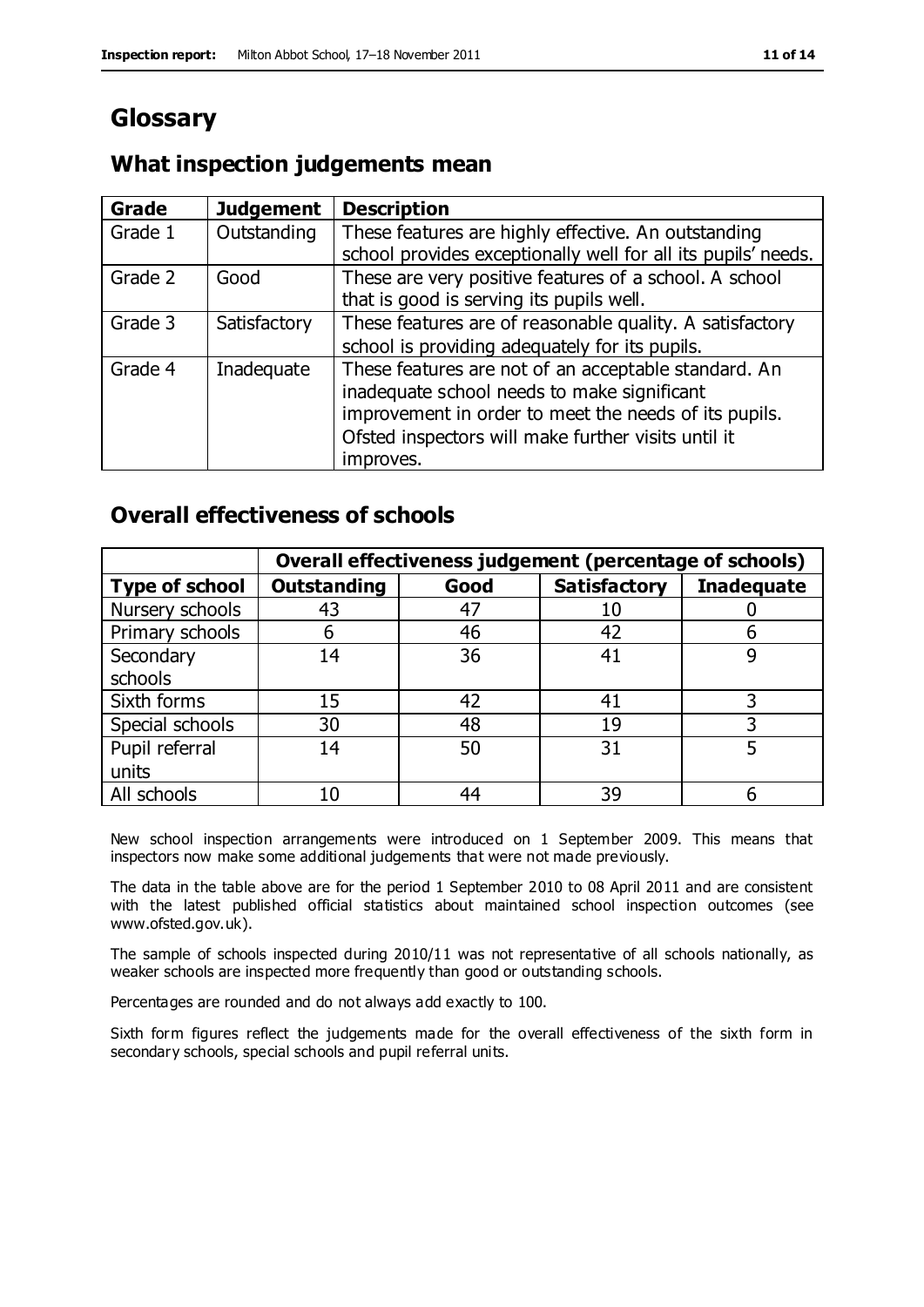# Glossary

## What inspection judgements mean

| Grade | Judgement | Description |
|---|---|---|
| Grade 1 | Outstanding | These features are highly effective. An outstanding school provides exceptionally well for all its pupils' needs. |
| Grade 2 | Good | These are very positive features of a school. A school that is good is serving its pupils well. |
| Grade 3 | Satisfactory | These features are of reasonable quality. A satisfactory school is providing adequately for its pupils. |
| Grade 4 | Inadequate | These features are not of an acceptable standard. An inadequate school needs to make significant improvement in order to meet the needs of its pupils. Ofsted inspectors will make further visits until it improves. |

## Overall effectiveness of schools

| | Overall effectiveness judgement (percentage of schools) | | | |
|---|---|---|---|---|
| **Type of school** | **Outstanding** | **Good** | **Satisfactory** | **Inadequate** |
| Nursery schools | 43 | 47 | 10 | 0 |
| Primary schools | 6 | 46 | 42 | 6 |
| Secondary schools | 14 | 36 | 41 | 9 |
| Sixth forms | 15 | 42 | 41 | 3 |
| Special schools | 30 | 48 | 19 | 3 |
| Pupil referral units | 14 | 50 | 31 | 5 |
| All schools | 10 | 44 | 39 | 6 |

New school inspection arrangements were introduced on 1 September 2009. This means that inspectors now make some additional judgements that were not made previously.

The data in the table above are for the period 1 September 2010 to 08 April 2011 and are consistent with the latest published official statistics about maintained school inspection outcomes (see www.ofsted.gov.uk).

The sample of schools inspected during 2010/11 was not representative of all schools nationally, as weaker schools are inspected more frequently than good or outstanding schools.

Percentages are rounded and do not always add exactly to 100.

Sixth form figures reflect the judgements made for the overall effectiveness of the sixth form in secondary schools, special schools and pupil referral units.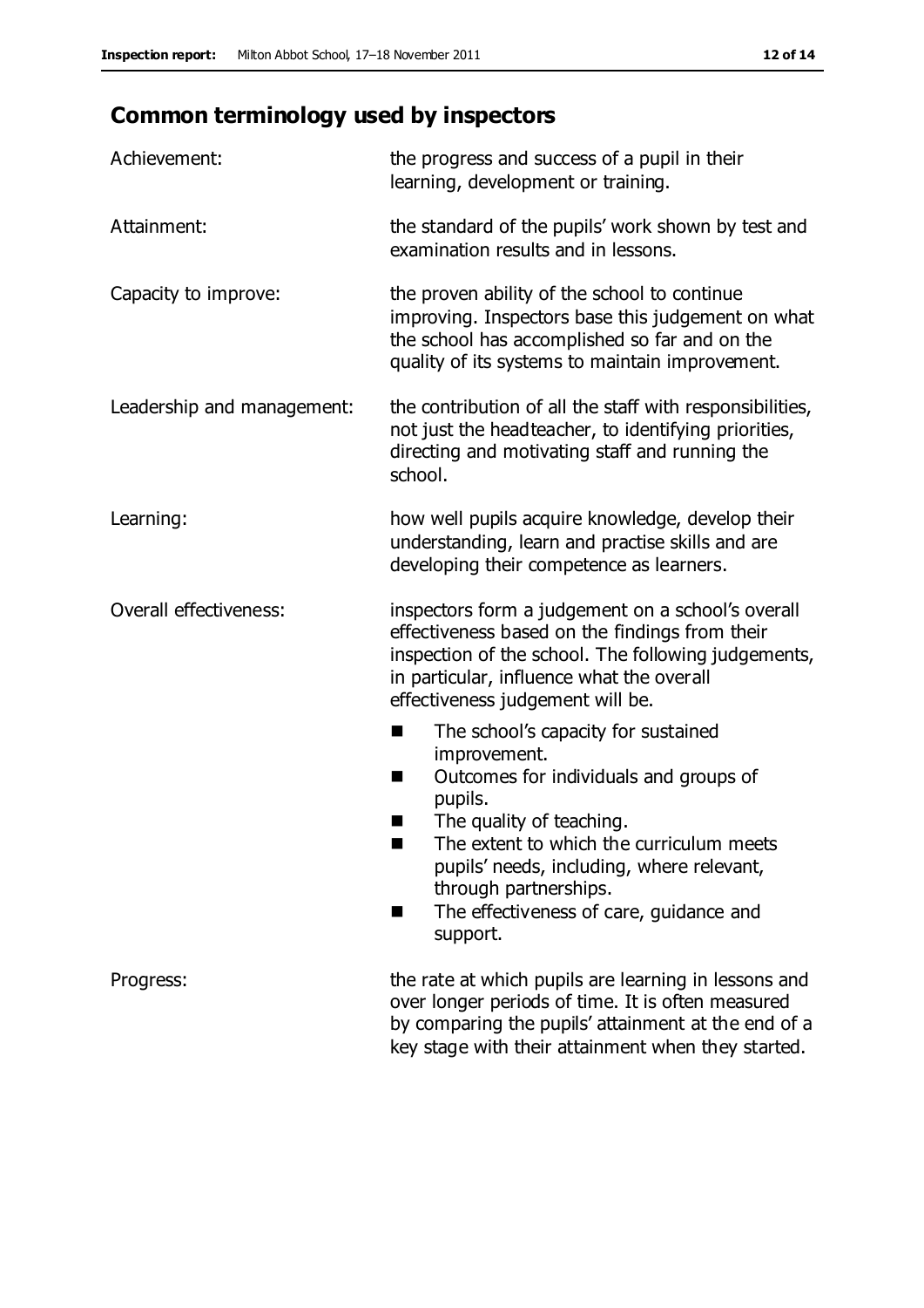## Common terminology used by inspectors

| | |
|---|---|
| Achievement: | the progress and success of a pupil in their learning, development or training. |
| Attainment: | the standard of the pupils' work shown by test and examination results and in lessons. |
| Capacity to improve: | the proven ability of the school to continue improving. Inspectors base this judgement on what the school has accomplished so far and on the quality of its systems to maintain improvement. |
| Leadership and management: | the contribution of all the staff with responsibilities, not just the headteacher, to identifying priorities, directing and motivating staff and running the school. |
| Learning: | how well pupils acquire knowledge, develop their understanding, learn and practise skills and are developing their competence as learners. |
| Overall effectiveness: | inspectors form a judgement on a school's overall effectiveness based on the findings from their inspection of the school. The following judgements, in particular, influence what the overall effectiveness judgement will be.<br>■ The school's capacity for sustained improvement.<br>■ Outcomes for individuals and groups of pupils.<br>■ The quality of teaching.<br>■ The extent to which the curriculum meets pupils' needs, including, where relevant, through partnerships.<br>■ The effectiveness of care, guidance and support. |
| Progress: | the rate at which pupils are learning in lessons and over longer periods of time. It is often measured by comparing the pupils' attainment at the end of a key stage with their attainment when they started. |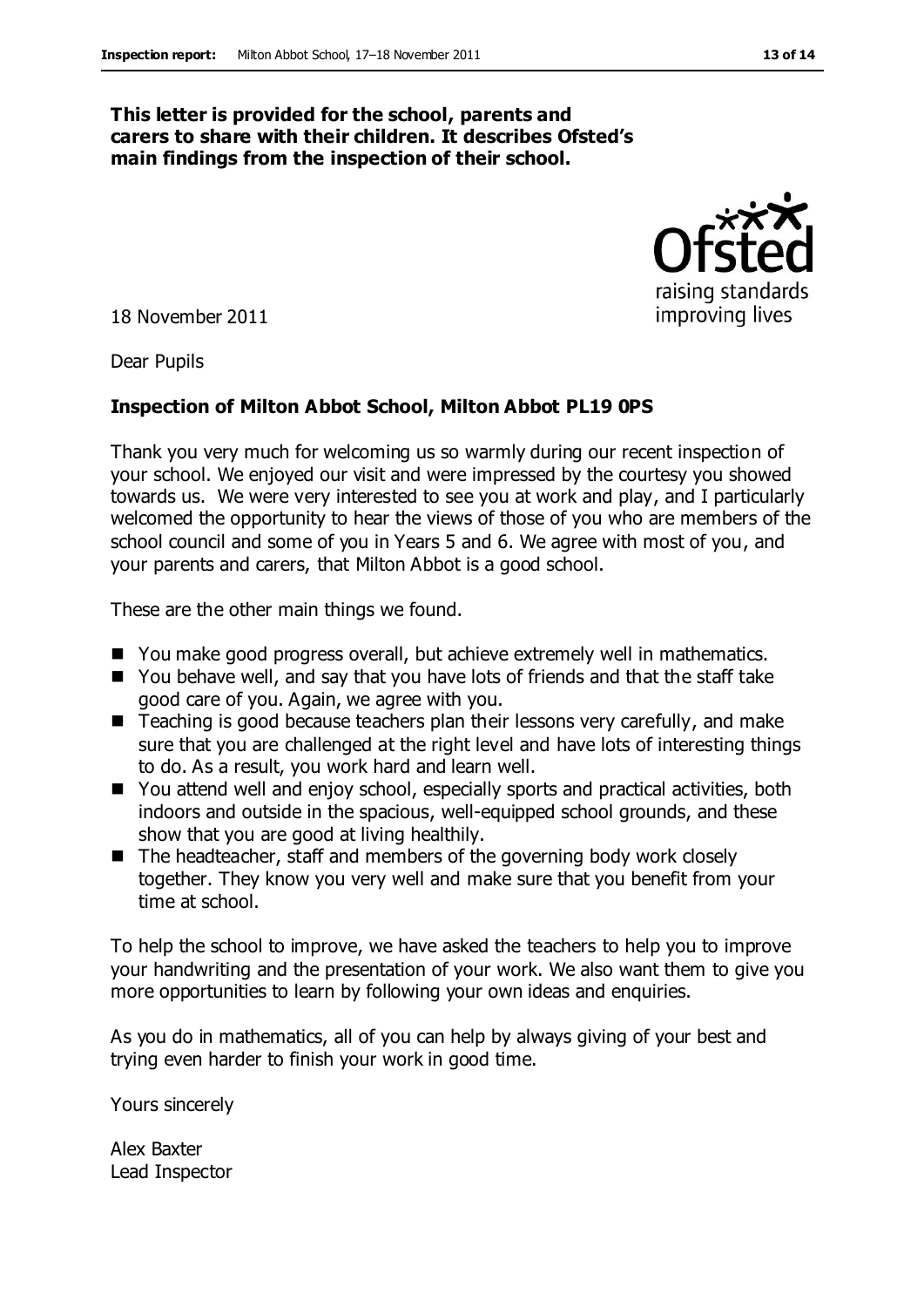**This letter is provided for the school, parents and carers to share with their children. It describes Ofsted's main findings from the inspection of their school.**

18 November 2011

Dear Pupils

**Inspection of Milton Abbot School, Milton Abbot PL19 0PS**

Thank you very much for welcoming us so warmly during our recent inspection of your school. We enjoyed our visit and were impressed by the courtesy you showed towards us. We were very interested to see you at work and play, and I particularly welcomed the opportunity to hear the views of those of you who are members of the school council and some of you in Years 5 and 6. We agree with most of you, and your parents and carers, that Milton Abbot is a good school.

These are the other main things we found.

- You make good progress overall, but achieve extremely well in mathematics.
- You behave well, and say that you have lots of friends and that the staff take good care of you. Again, we agree with you.
- Teaching is good because teachers plan their lessons very carefully, and make sure that you are challenged at the right level and have lots of interesting things to do. As a result, you work hard and learn well.
- You attend well and enjoy school, especially sports and practical activities, both indoors and outside in the spacious, well-equipped school grounds, and these show that you are good at living healthily.
- The headteacher, staff and members of the governing body work closely together. They know you very well and make sure that you benefit from your time at school.

To help the school to improve, we have asked the teachers to help you to improve your handwriting and the presentation of your work. We also want them to give you more opportunities to learn by following your own ideas and enquiries.

As you do in mathematics, all of you can help by always giving of your best and trying even harder to finish your work in good time.

Yours sincerely

Alex Baxter
Lead Inspector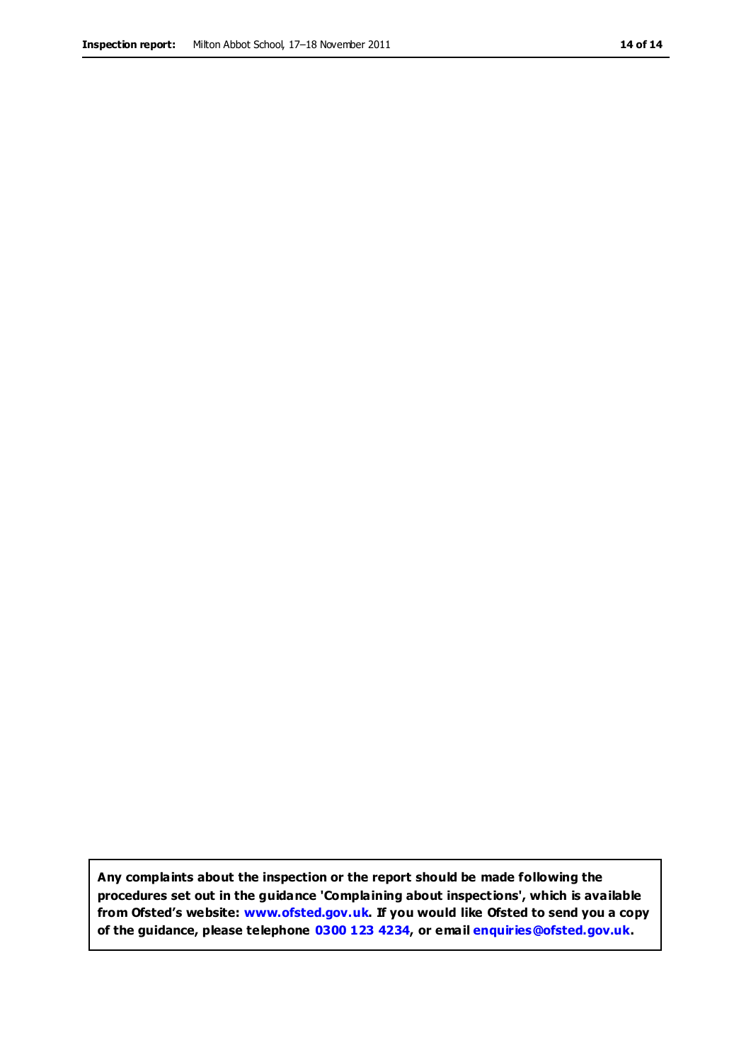**Any complaints about the inspection or the report should be made following the procedures set out in the guidance 'Complaining about inspections', which is available from Ofsted's website: www.ofsted.gov.uk. If you would like Ofsted to send you a copy of the guidance, please telephone 0300 123 4234, or email enquiries@ofsted.gov.uk.**